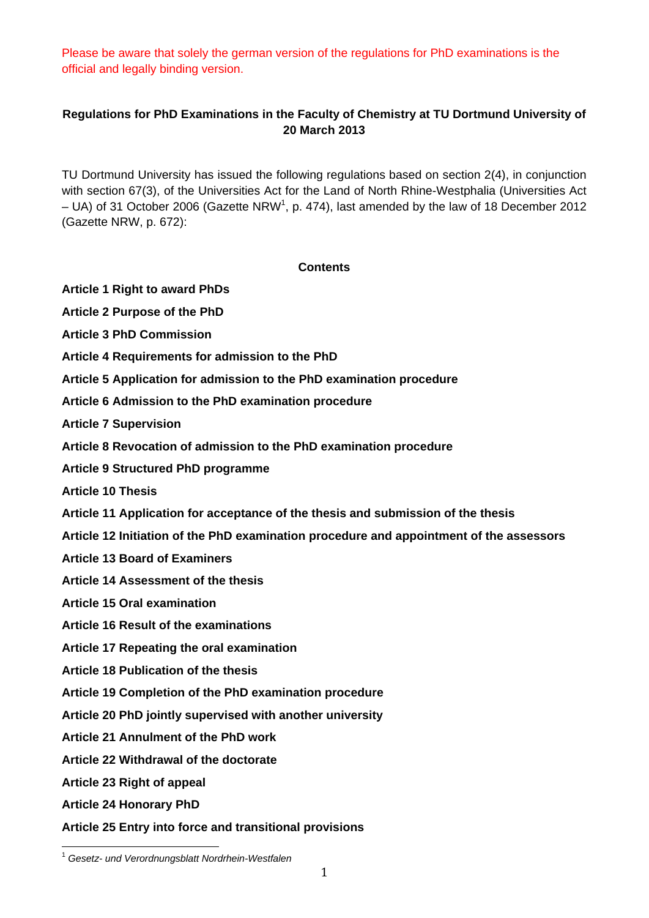Please be aware that solely the german version of the regulations for PhD examinations is the official and legally binding version.

# Regulations for PhD Examinations in the Faculty of Chemistry at TU Dortmund University of 20 March 2013

TU Dortmund University has issued the following regulations based on section 2(4), in conjunction with section 67(3), of the Universities Act for the Land of North Rhine-Westphalia (Universities Act – UA) of 31 October 2006 (Gazette NRW[1], p. 474), last amended by the law of 18 December 2012 (Gazette NRW, p. 672):

## Contents

**Article 1 Right to award PhDs**

**Article 2 Purpose of the PhD**

**Article 3 PhD Commission**

**Article 4 Requirements for admission to the PhD**

**Article 5 Application for admission to the PhD examination procedure**

**Article 6 Admission to the PhD examination procedure**

**Article 7 Supervision**

**Article 8 Revocation of admission to the PhD examination procedure**

**Article 9 Structured PhD programme**

**Article 10 Thesis**

**Article 11 Application for acceptance of the thesis and submission of the thesis**

**Article 12 Initiation of the PhD examination procedure and appointment of the assessors**

**Article 13 Board of Examiners**

**Article 14 Assessment of the thesis**

**Article 15 Oral examination**

**Article 16 Result of the examinations**

**Article 17 Repeating the oral examination**

**Article 18 Publication of the thesis**

**Article 19 Completion of the PhD examination procedure**

**Article 20 PhD jointly supervised with another university**

**Article 21 Annulment of the PhD work**

**Article 22 Withdrawal of the doctorate**

**Article 23 Right of appeal**

**Article 24 Honorary PhD**

**Article 25 Entry into force and transitional provisions**

---

[1] *Gesetz- und Verordnungsblatt Nordrhein-Westfalen*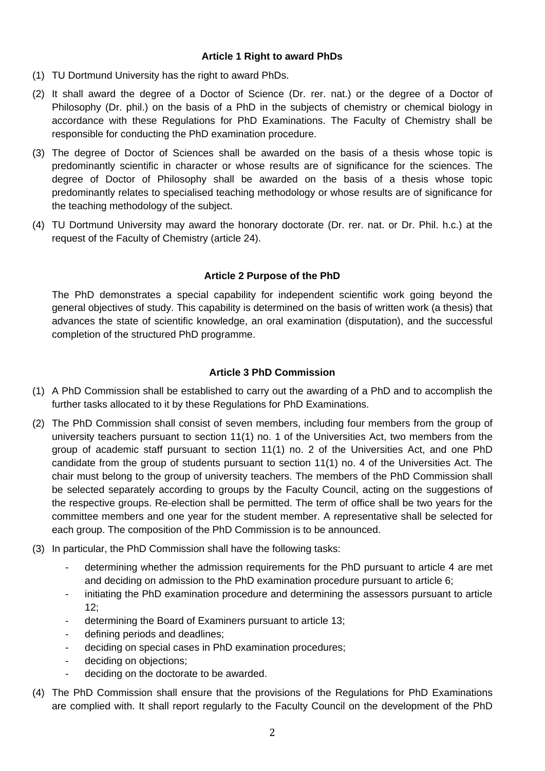## Article 1 Right to award PhDs

(1) TU Dortmund University has the right to award PhDs.

(2) It shall award the degree of a Doctor of Science (Dr. rer. nat.) or the degree of a Doctor of Philosophy (Dr. phil.) on the basis of a PhD in the subjects of chemistry or chemical biology in accordance with these Regulations for PhD Examinations. The Faculty of Chemistry shall be responsible for conducting the PhD examination procedure.

(3) The degree of Doctor of Sciences shall be awarded on the basis of a thesis whose topic is predominantly scientific in character or whose results are of significance for the sciences. The degree of Doctor of Philosophy shall be awarded on the basis of a thesis whose topic predominantly relates to specialised teaching methodology or whose results are of significance for the teaching methodology of the subject.

(4) TU Dortmund University may award the honorary doctorate (Dr. rer. nat. or Dr. Phil. h.c.) at the request of the Faculty of Chemistry (article 24).

## Article 2 Purpose of the PhD

The PhD demonstrates a special capability for independent scientific work going beyond the general objectives of study. This capability is determined on the basis of written work (a thesis) that advances the state of scientific knowledge, an oral examination (disputation), and the successful completion of the structured PhD programme.

## Article 3 PhD Commission

(1) A PhD Commission shall be established to carry out the awarding of a PhD and to accomplish the further tasks allocated to it by these Regulations for PhD Examinations.

(2) The PhD Commission shall consist of seven members, including four members from the group of university teachers pursuant to section 11(1) no. 1 of the Universities Act, two members from the group of academic staff pursuant to section 11(1) no. 2 of the Universities Act, and one PhD candidate from the group of students pursuant to section 11(1) no. 4 of the Universities Act. The chair must belong to the group of university teachers. The members of the PhD Commission shall be selected separately according to groups by the Faculty Council, acting on the suggestions of the respective groups. Re-election shall be permitted. The term of office shall be two years for the committee members and one year for the student member. A representative shall be selected for each group. The composition of the PhD Commission is to be announced.

(3) In particular, the PhD Commission shall have the following tasks:

- determining whether the admission requirements for the PhD pursuant to article 4 are met and deciding on admission to the PhD examination procedure pursuant to article 6;
- initiating the PhD examination procedure and determining the assessors pursuant to article 12;
- determining the Board of Examiners pursuant to article 13;
- defining periods and deadlines;
- deciding on special cases in PhD examination procedures;
- deciding on objections;
- deciding on the doctorate to be awarded.

(4) The PhD Commission shall ensure that the provisions of the Regulations for PhD Examinations are complied with. It shall report regularly to the Faculty Council on the development of the PhD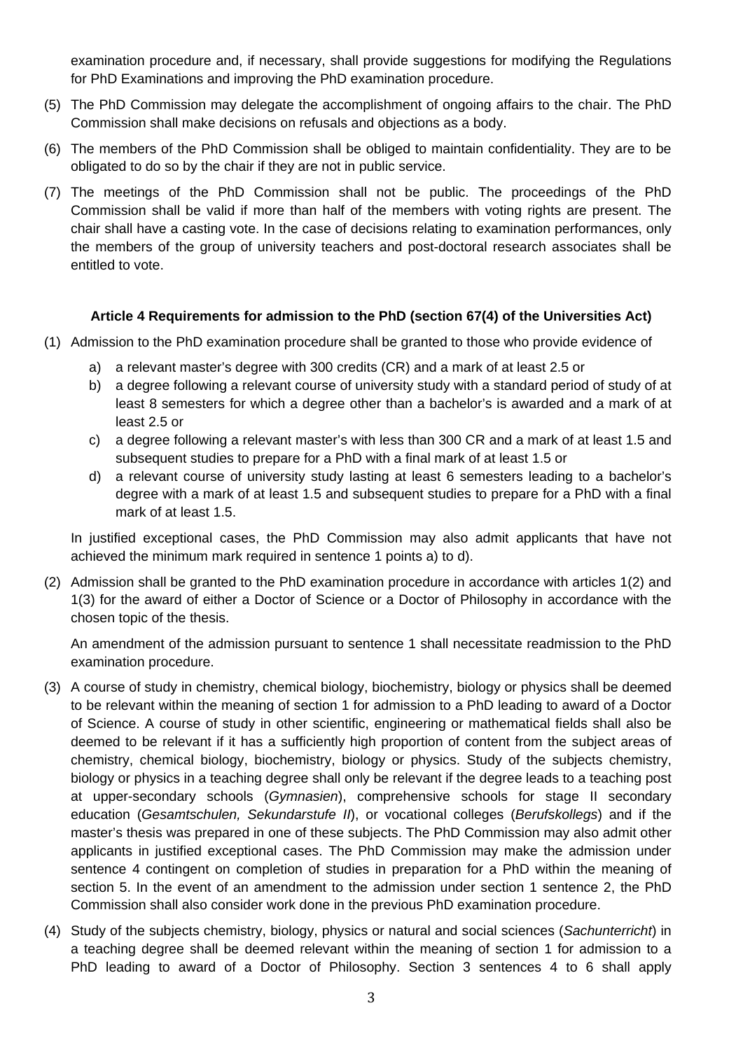examination procedure and, if necessary, shall provide suggestions for modifying the Regulations for PhD Examinations and improving the PhD examination procedure.

(5) The PhD Commission may delegate the accomplishment of ongoing affairs to the chair. The PhD Commission shall make decisions on refusals and objections as a body.

(6) The members of the PhD Commission shall be obliged to maintain confidentiality. They are to be obligated to do so by the chair if they are not in public service.

(7) The meetings of the PhD Commission shall not be public. The proceedings of the PhD Commission shall be valid if more than half of the members with voting rights are present. The chair shall have a casting vote. In the case of decisions relating to examination performances, only the members of the group of university teachers and post-doctoral research associates shall be entitled to vote.

### Article 4 Requirements for admission to the PhD (section 67(4) of the Universities Act)

(1) Admission to the PhD examination procedure shall be granted to those who provide evidence of

   a) a relevant master's degree with 300 credits (CR) and a mark of at least 2.5 or
   b) a degree following a relevant course of university study with a standard period of study of at least 8 semesters for which a degree other than a bachelor's is awarded and a mark of at least 2.5 or
   c) a degree following a relevant master's with less than 300 CR and a mark of at least 1.5 and subsequent studies to prepare for a PhD with a final mark of at least 1.5 or
   d) a relevant course of university study lasting at least 6 semesters leading to a bachelor's degree with a mark of at least 1.5 and subsequent studies to prepare for a PhD with a final mark of at least 1.5.

   In justified exceptional cases, the PhD Commission may also admit applicants that have not achieved the minimum mark required in sentence 1 points a) to d).

(2) Admission shall be granted to the PhD examination procedure in accordance with articles 1(2) and 1(3) for the award of either a Doctor of Science or a Doctor of Philosophy in accordance with the chosen topic of the thesis.

   An amendment of the admission pursuant to sentence 1 shall necessitate readmission to the PhD examination procedure.

(3) A course of study in chemistry, chemical biology, biochemistry, biology or physics shall be deemed to be relevant within the meaning of section 1 for admission to a PhD leading to award of a Doctor of Science. A course of study in other scientific, engineering or mathematical fields shall also be deemed to be relevant if it has a sufficiently high proportion of content from the subject areas of chemistry, chemical biology, biochemistry, biology or physics. Study of the subjects chemistry, biology or physics in a teaching degree shall only be relevant if the degree leads to a teaching post at upper-secondary schools (*Gymnasien*), comprehensive schools for stage II secondary education (*Gesamtschulen, Sekundarstufe II*), or vocational colleges (*Berufskollegs*) and if the master's thesis was prepared in one of these subjects. The PhD Commission may also admit other applicants in justified exceptional cases. The PhD Commission may make the admission under sentence 4 contingent on completion of studies in preparation for a PhD within the meaning of section 5. In the event of an amendment to the admission under section 1 sentence 2, the PhD Commission shall also consider work done in the previous PhD examination procedure.

(4) Study of the subjects chemistry, biology, physics or natural and social sciences (*Sachunterricht*) in a teaching degree shall be deemed relevant within the meaning of section 1 for admission to a PhD leading to award of a Doctor of Philosophy. Section 3 sentences 4 to 6 shall apply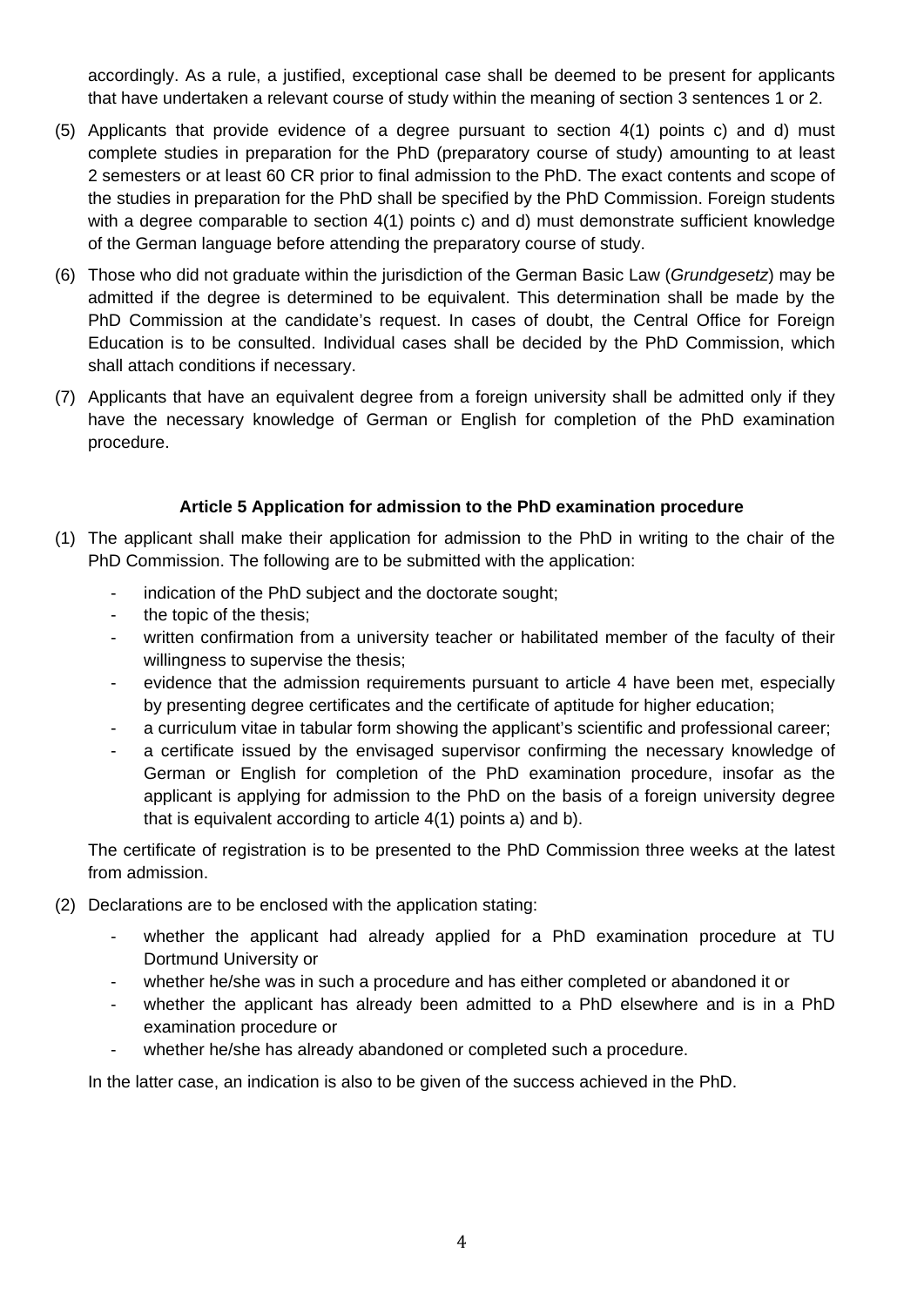accordingly. As a rule, a justified, exceptional case shall be deemed to be present for applicants that have undertaken a relevant course of study within the meaning of section 3 sentences 1 or 2.

(5) Applicants that provide evidence of a degree pursuant to section 4(1) points c) and d) must complete studies in preparation for the PhD (preparatory course of study) amounting to at least 2 semesters or at least 60 CR prior to final admission to the PhD. The exact contents and scope of the studies in preparation for the PhD shall be specified by the PhD Commission. Foreign students with a degree comparable to section 4(1) points c) and d) must demonstrate sufficient knowledge of the German language before attending the preparatory course of study.

(6) Those who did not graduate within the jurisdiction of the German Basic Law (*Grundgesetz*) may be admitted if the degree is determined to be equivalent. This determination shall be made by the PhD Commission at the candidate's request. In cases of doubt, the Central Office for Foreign Education is to be consulted. Individual cases shall be decided by the PhD Commission, which shall attach conditions if necessary.

(7) Applicants that have an equivalent degree from a foreign university shall be admitted only if they have the necessary knowledge of German or English for completion of the PhD examination procedure.

### Article 5 Application for admission to the PhD examination procedure

(1) The applicant shall make their application for admission to the PhD in writing to the chair of the PhD Commission. The following are to be submitted with the application:

- indication of the PhD subject and the doctorate sought;
- the topic of the thesis;
- written confirmation from a university teacher or habilitated member of the faculty of their willingness to supervise the thesis;
- evidence that the admission requirements pursuant to article 4 have been met, especially by presenting degree certificates and the certificate of aptitude for higher education;
- a curriculum vitae in tabular form showing the applicant's scientific and professional career;
- a certificate issued by the envisaged supervisor confirming the necessary knowledge of German or English for completion of the PhD examination procedure, insofar as the applicant is applying for admission to the PhD on the basis of a foreign university degree that is equivalent according to article 4(1) points a) and b).

The certificate of registration is to be presented to the PhD Commission three weeks at the latest from admission.

(2) Declarations are to be enclosed with the application stating:

- whether the applicant had already applied for a PhD examination procedure at TU Dortmund University or
- whether he/she was in such a procedure and has either completed or abandoned it or
- whether the applicant has already been admitted to a PhD elsewhere and is in a PhD examination procedure or
- whether he/she has already abandoned or completed such a procedure.

In the latter case, an indication is also to be given of the success achieved in the PhD.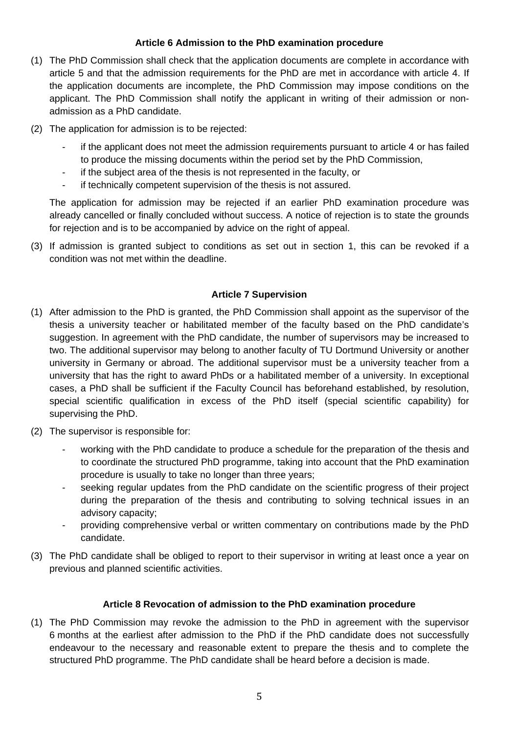### Article 6 Admission to the PhD examination procedure

(1) The PhD Commission shall check that the application documents are complete in accordance with article 5 and that the admission requirements for the PhD are met in accordance with article 4. If the application documents are incomplete, the PhD Commission may impose conditions on the applicant. The PhD Commission shall notify the applicant in writing of their admission or non-admission as a PhD candidate.

(2) The application for admission is to be rejected:

- if the applicant does not meet the admission requirements pursuant to article 4 or has failed to produce the missing documents within the period set by the PhD Commission,
- if the subject area of the thesis is not represented in the faculty, or
- if technically competent supervision of the thesis is not assured.

The application for admission may be rejected if an earlier PhD examination procedure was already cancelled or finally concluded without success. A notice of rejection is to state the grounds for rejection and is to be accompanied by advice on the right of appeal.

(3) If admission is granted subject to conditions as set out in section 1, this can be revoked if a condition was not met within the deadline.

### Article 7 Supervision

(1) After admission to the PhD is granted, the PhD Commission shall appoint as the supervisor of the thesis a university teacher or habilitated member of the faculty based on the PhD candidate's suggestion. In agreement with the PhD candidate, the number of supervisors may be increased to two. The additional supervisor may belong to another faculty of TU Dortmund University or another university in Germany or abroad. The additional supervisor must be a university teacher from a university that has the right to award PhDs or a habilitated member of a university. In exceptional cases, a PhD shall be sufficient if the Faculty Council has beforehand established, by resolution, special scientific qualification in excess of the PhD itself (special scientific capability) for supervising the PhD.

(2) The supervisor is responsible for:

- working with the PhD candidate to produce a schedule for the preparation of the thesis and to coordinate the structured PhD programme, taking into account that the PhD examination procedure is usually to take no longer than three years;
- seeking regular updates from the PhD candidate on the scientific progress of their project during the preparation of the thesis and contributing to solving technical issues in an advisory capacity;
- providing comprehensive verbal or written commentary on contributions made by the PhD candidate.

(3) The PhD candidate shall be obliged to report to their supervisor in writing at least once a year on previous and planned scientific activities.

### Article 8 Revocation of admission to the PhD examination procedure

(1) The PhD Commission may revoke the admission to the PhD in agreement with the supervisor 6 months at the earliest after admission to the PhD if the PhD candidate does not successfully endeavour to the necessary and reasonable extent to prepare the thesis and to complete the structured PhD programme. The PhD candidate shall be heard before a decision is made.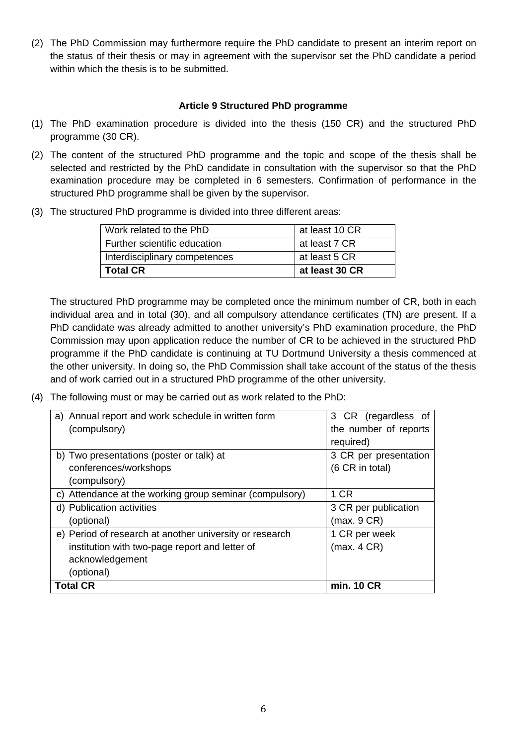(2) The PhD Commission may furthermore require the PhD candidate to present an interim report on the status of their thesis or may in agreement with the supervisor set the PhD candidate a period within which the thesis is to be submitted.

### Article 9 Structured PhD programme

(1) The PhD examination procedure is divided into the thesis (150 CR) and the structured PhD programme (30 CR).

(2) The content of the structured PhD programme and the topic and scope of the thesis shall be selected and restricted by the PhD candidate in consultation with the supervisor so that the PhD examination procedure may be completed in 6 semesters. Confirmation of performance in the structured PhD programme shall be given by the supervisor.

(3) The structured PhD programme is divided into three different areas:

| Work related to the PhD | at least 10 CR |
|---|---|
| Further scientific education | at least 7 CR |
| Interdisciplinary competences | at least 5 CR |
| **Total CR** | **at least 30 CR** |

The structured PhD programme may be completed once the minimum number of CR, both in each individual area and in total (30), and all compulsory attendance certificates (TN) are present. If a PhD candidate was already admitted to another university's PhD examination procedure, the PhD Commission may upon application reduce the number of CR to be achieved in the structured PhD programme if the PhD candidate is continuing at TU Dortmund University a thesis commenced at the other university. In doing so, the PhD Commission shall take account of the status of the thesis and of work carried out in a structured PhD programme of the other university.

(4) The following must or may be carried out as work related to the PhD:

| a) Annual report and work schedule in written form (compulsory) | 3 CR (regardless of the number of reports required) |
|---|---|
| b) Two presentations (poster or talk) at conferences/workshops (compulsory) | 3 CR per presentation (6 CR in total) |
| c) Attendance at the working group seminar (compulsory) | 1 CR |
| d) Publication activities (optional) | 3 CR per publication (max. 9 CR) |
| e) Period of research at another university or research institution with two-page report and letter of acknowledgement (optional) | 1 CR per week (max. 4 CR) |
| **Total CR** | **min. 10 CR** |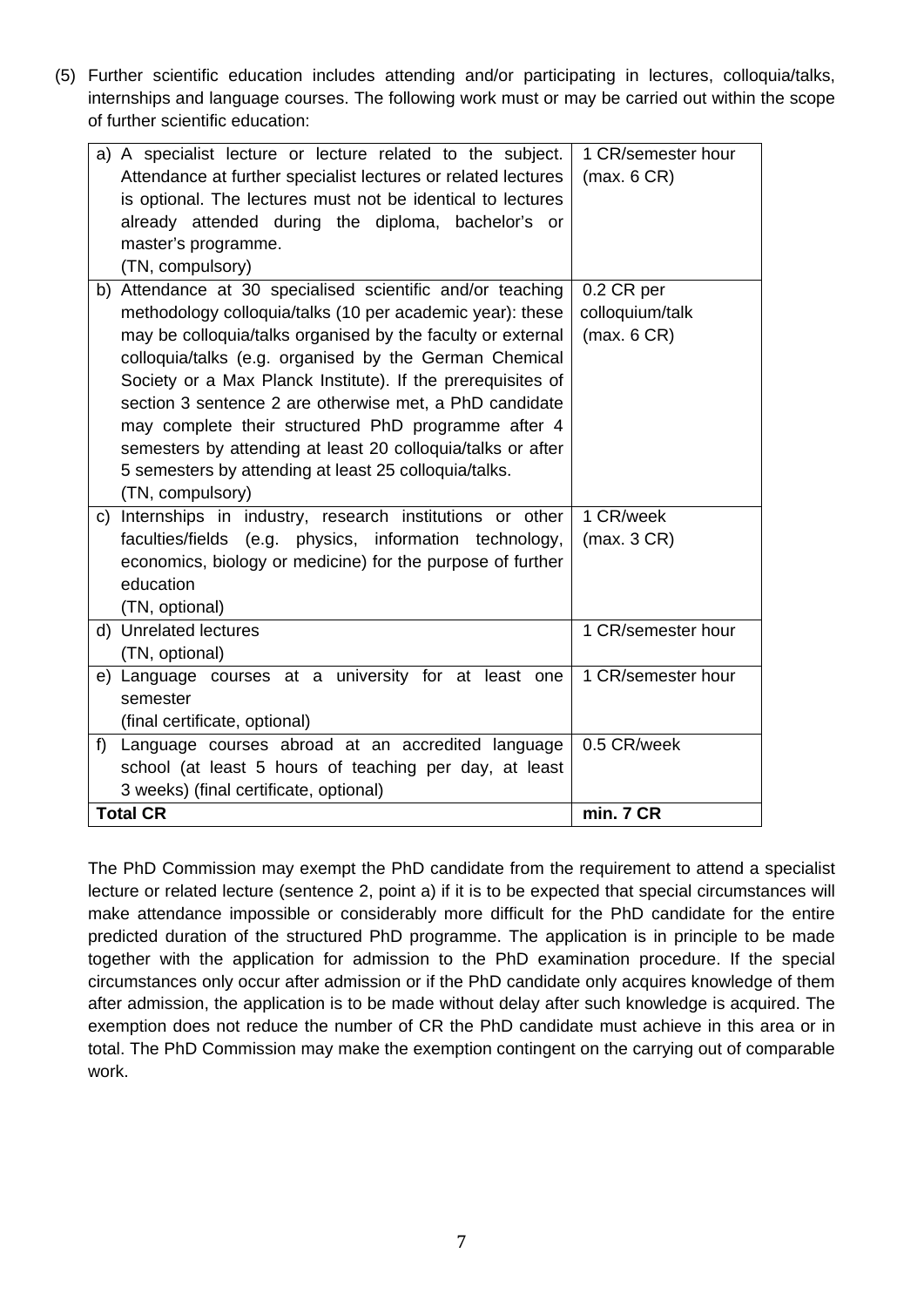(5) Further scientific education includes attending and/or participating in lectures, colloquia/talks, internships and language courses. The following work must or may be carried out within the scope of further scientific education:

| | |
|---|---|
| a) A specialist lecture or lecture related to the subject. Attendance at further specialist lectures or related lectures is optional. The lectures must not be identical to lectures already attended during the diploma, bachelor's or master's programme.<br>(TN, compulsory) | 1 CR/semester hour<br>(max. 6 CR) |
| b) Attendance at 30 specialised scientific and/or teaching methodology colloquia/talks (10 per academic year): these may be colloquia/talks organised by the faculty or external colloquia/talks (e.g. organised by the German Chemical Society or a Max Planck Institute). If the prerequisites of section 3 sentence 2 are otherwise met, a PhD candidate may complete their structured PhD programme after 4 semesters by attending at least 20 colloquia/talks or after 5 semesters by attending at least 25 colloquia/talks.<br>(TN, compulsory) | 0.2 CR per colloquium/talk<br>(max. 6 CR) |
| c) Internships in industry, research institutions or other faculties/fields (e.g. physics, information technology, economics, biology or medicine) for the purpose of further education<br>(TN, optional) | 1 CR/week<br>(max. 3 CR) |
| d) Unrelated lectures<br>(TN, optional) | 1 CR/semester hour |
| e) Language courses at a university for at least one semester<br>(final certificate, optional) | 1 CR/semester hour |
| f) Language courses abroad at an accredited language school (at least 5 hours of teaching per day, at least 3 weeks) (final certificate, optional) | 0.5 CR/week |
| **Total CR** | **min. 7 CR** |

The PhD Commission may exempt the PhD candidate from the requirement to attend a specialist lecture or related lecture (sentence 2, point a) if it is to be expected that special circumstances will make attendance impossible or considerably more difficult for the PhD candidate for the entire predicted duration of the structured PhD programme. The application is in principle to be made together with the application for admission to the PhD examination procedure. If the special circumstances only occur after admission or if the PhD candidate only acquires knowledge of them after admission, the application is to be made without delay after such knowledge is acquired. The exemption does not reduce the number of CR the PhD candidate must achieve in this area or in total. The PhD Commission may make the exemption contingent on the carrying out of comparable work.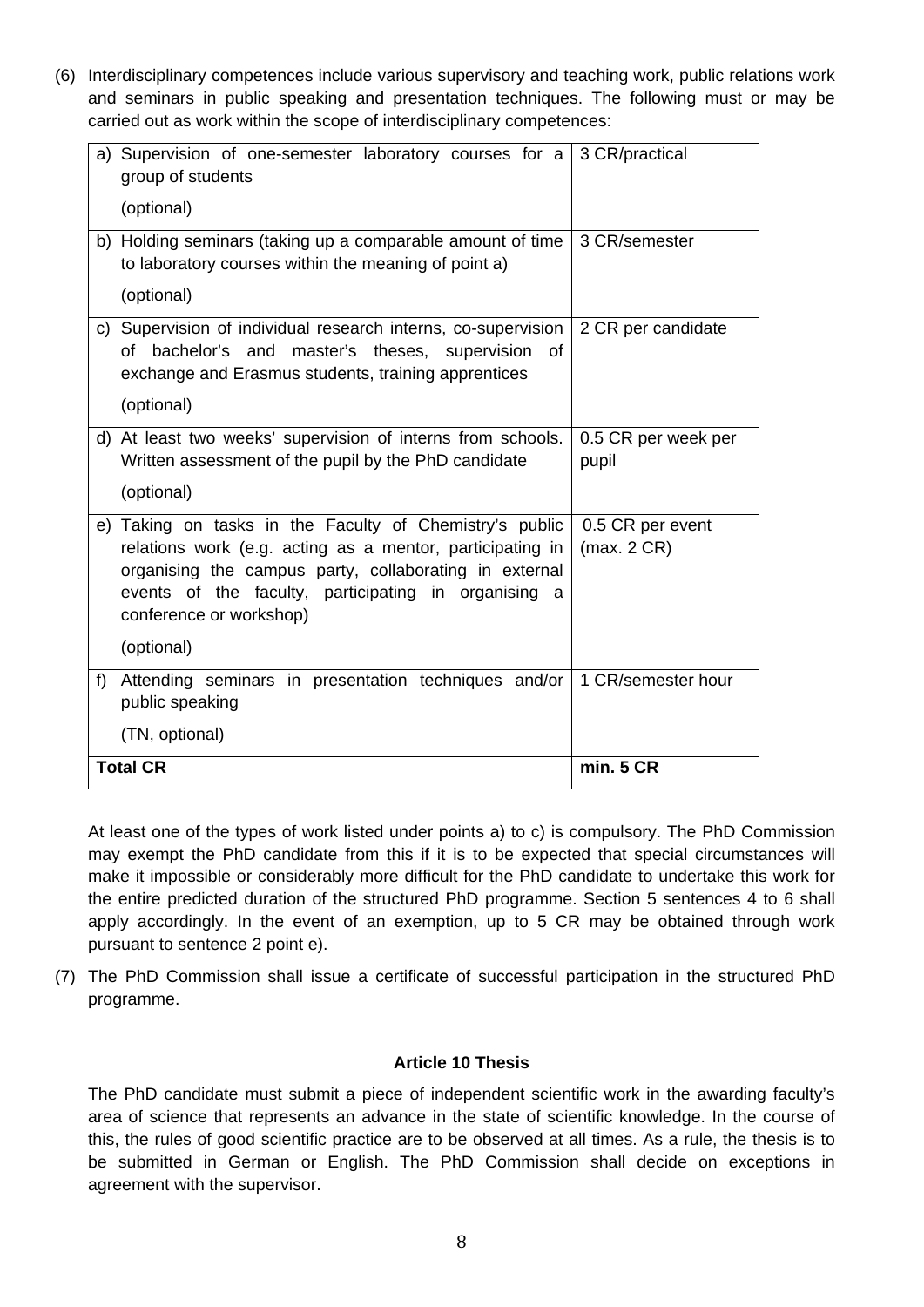(6) Interdisciplinary competences include various supervisory and teaching work, public relations work and seminars in public speaking and presentation techniques. The following must or may be carried out as work within the scope of interdisciplinary competences:

| | |
|---|---|
| a) Supervision of one-semester laboratory courses for a group of students<br><br>(optional) | 3 CR/practical |
| b) Holding seminars (taking up a comparable amount of time to laboratory courses within the meaning of point a)<br><br>(optional) | 3 CR/semester |
| c) Supervision of individual research interns, co-supervision of bachelor's and master's theses, supervision of exchange and Erasmus students, training apprentices<br><br>(optional) | 2 CR per candidate |
| d) At least two weeks' supervision of interns from schools. Written assessment of the pupil by the PhD candidate<br><br>(optional) | 0.5 CR per week per pupil |
| e) Taking on tasks in the Faculty of Chemistry's public relations work (e.g. acting as a mentor, participating in organising the campus party, collaborating in external events of the faculty, participating in organising a conference or workshop)<br><br>(optional) | 0.5 CR per event (max. 2 CR) |
| f) Attending seminars in presentation techniques and/or public speaking<br><br>(TN, optional) | 1 CR/semester hour |
| **Total CR** | **min. 5 CR** |

At least one of the types of work listed under points a) to c) is compulsory. The PhD Commission may exempt the PhD candidate from this if it is to be expected that special circumstances will make it impossible or considerably more difficult for the PhD candidate to undertake this work for the entire predicted duration of the structured PhD programme. Section 5 sentences 4 to 6 shall apply accordingly. In the event of an exemption, up to 5 CR may be obtained through work pursuant to sentence 2 point e).

(7) The PhD Commission shall issue a certificate of successful participation in the structured PhD programme.

**Article 10 Thesis**

The PhD candidate must submit a piece of independent scientific work in the awarding faculty's area of science that represents an advance in the state of scientific knowledge. In the course of this, the rules of good scientific practice are to be observed at all times. As a rule, the thesis is to be submitted in German or English. The PhD Commission shall decide on exceptions in agreement with the supervisor.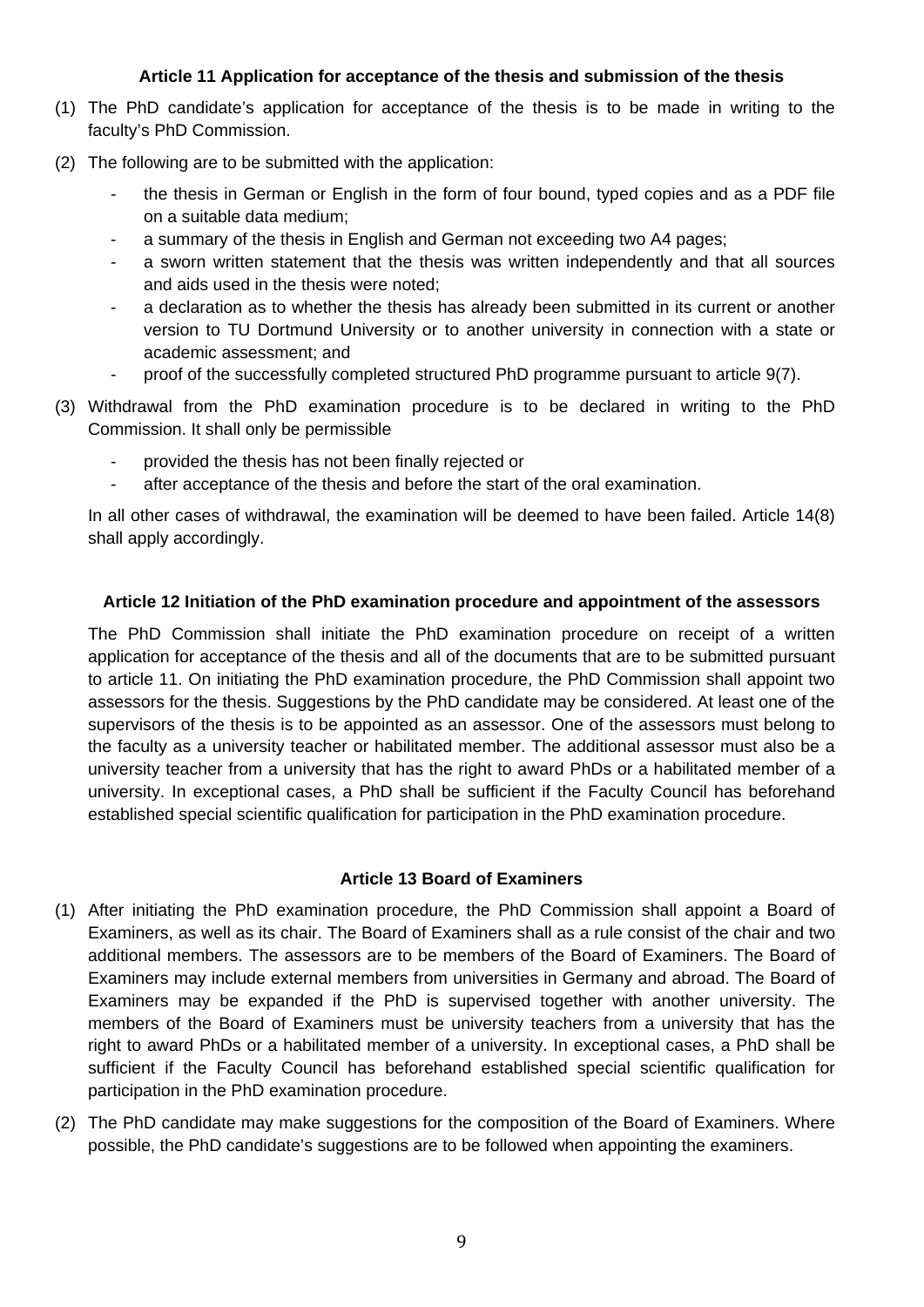### Article 11 Application for acceptance of the thesis and submission of the thesis

(1) The PhD candidate's application for acceptance of the thesis is to be made in writing to the faculty's PhD Commission.

(2) The following are to be submitted with the application:

- the thesis in German or English in the form of four bound, typed copies and as a PDF file on a suitable data medium;
- a summary of the thesis in English and German not exceeding two A4 pages;
- a sworn written statement that the thesis was written independently and that all sources and aids used in the thesis were noted;
- a declaration as to whether the thesis has already been submitted in its current or another version to TU Dortmund University or to another university in connection with a state or academic assessment; and
- proof of the successfully completed structured PhD programme pursuant to article 9(7).

(3) Withdrawal from the PhD examination procedure is to be declared in writing to the PhD Commission. It shall only be permissible

- provided the thesis has not been finally rejected or
- after acceptance of the thesis and before the start of the oral examination.

In all other cases of withdrawal, the examination will be deemed to have been failed. Article 14(8) shall apply accordingly.

### Article 12 Initiation of the PhD examination procedure and appointment of the assessors

The PhD Commission shall initiate the PhD examination procedure on receipt of a written application for acceptance of the thesis and all of the documents that are to be submitted pursuant to article 11. On initiating the PhD examination procedure, the PhD Commission shall appoint two assessors for the thesis. Suggestions by the PhD candidate may be considered. At least one of the supervisors of the thesis is to be appointed as an assessor. One of the assessors must belong to the faculty as a university teacher or habilitated member. The additional assessor must also be a university teacher from a university that has the right to award PhDs or a habilitated member of a university. In exceptional cases, a PhD shall be sufficient if the Faculty Council has beforehand established special scientific qualification for participation in the PhD examination procedure.

### Article 13 Board of Examiners

(1) After initiating the PhD examination procedure, the PhD Commission shall appoint a Board of Examiners, as well as its chair. The Board of Examiners shall as a rule consist of the chair and two additional members. The assessors are to be members of the Board of Examiners. The Board of Examiners may include external members from universities in Germany and abroad. The Board of Examiners may be expanded if the PhD is supervised together with another university. The members of the Board of Examiners must be university teachers from a university that has the right to award PhDs or a habilitated member of a university. In exceptional cases, a PhD shall be sufficient if the Faculty Council has beforehand established special scientific qualification for participation in the PhD examination procedure.

(2) The PhD candidate may make suggestions for the composition of the Board of Examiners. Where possible, the PhD candidate's suggestions are to be followed when appointing the examiners.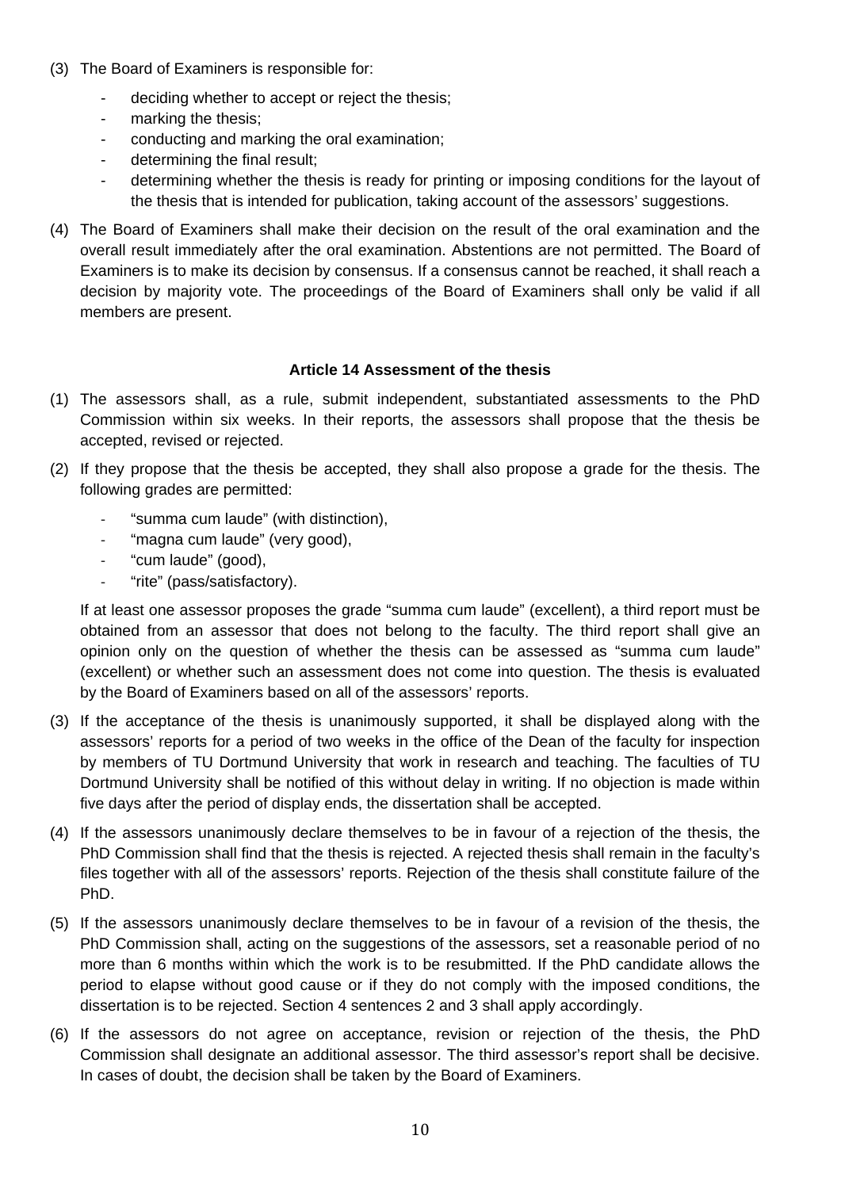(3) The Board of Examiners is responsible for:

- deciding whether to accept or reject the thesis;
- marking the thesis;
- conducting and marking the oral examination;
- determining the final result;
- determining whether the thesis is ready for printing or imposing conditions for the layout of the thesis that is intended for publication, taking account of the assessors' suggestions.

(4) The Board of Examiners shall make their decision on the result of the oral examination and the overall result immediately after the oral examination. Abstentions are not permitted. The Board of Examiners is to make its decision by consensus. If a consensus cannot be reached, it shall reach a decision by majority vote. The proceedings of the Board of Examiners shall only be valid if all members are present.

**Article 14 Assessment of the thesis**

(1) The assessors shall, as a rule, submit independent, substantiated assessments to the PhD Commission within six weeks. In their reports, the assessors shall propose that the thesis be accepted, revised or rejected.

(2) If they propose that the thesis be accepted, they shall also propose a grade for the thesis. The following grades are permitted:

- "summa cum laude" (with distinction),
- "magna cum laude" (very good),
- "cum laude" (good),
- "rite" (pass/satisfactory).

If at least one assessor proposes the grade "summa cum laude" (excellent), a third report must be obtained from an assessor that does not belong to the faculty. The third report shall give an opinion only on the question of whether the thesis can be assessed as "summa cum laude" (excellent) or whether such an assessment does not come into question. The thesis is evaluated by the Board of Examiners based on all of the assessors' reports.

(3) If the acceptance of the thesis is unanimously supported, it shall be displayed along with the assessors' reports for a period of two weeks in the office of the Dean of the faculty for inspection by members of TU Dortmund University that work in research and teaching. The faculties of TU Dortmund University shall be notified of this without delay in writing. If no objection is made within five days after the period of display ends, the dissertation shall be accepted.

(4) If the assessors unanimously declare themselves to be in favour of a rejection of the thesis, the PhD Commission shall find that the thesis is rejected. A rejected thesis shall remain in the faculty's files together with all of the assessors' reports. Rejection of the thesis shall constitute failure of the PhD.

(5) If the assessors unanimously declare themselves to be in favour of a revision of the thesis, the PhD Commission shall, acting on the suggestions of the assessors, set a reasonable period of no more than 6 months within which the work is to be resubmitted. If the PhD candidate allows the period to elapse without good cause or if they do not comply with the imposed conditions, the dissertation is to be rejected. Section 4 sentences 2 and 3 shall apply accordingly.

(6) If the assessors do not agree on acceptance, revision or rejection of the thesis, the PhD Commission shall designate an additional assessor. The third assessor's report shall be decisive. In cases of doubt, the decision shall be taken by the Board of Examiners.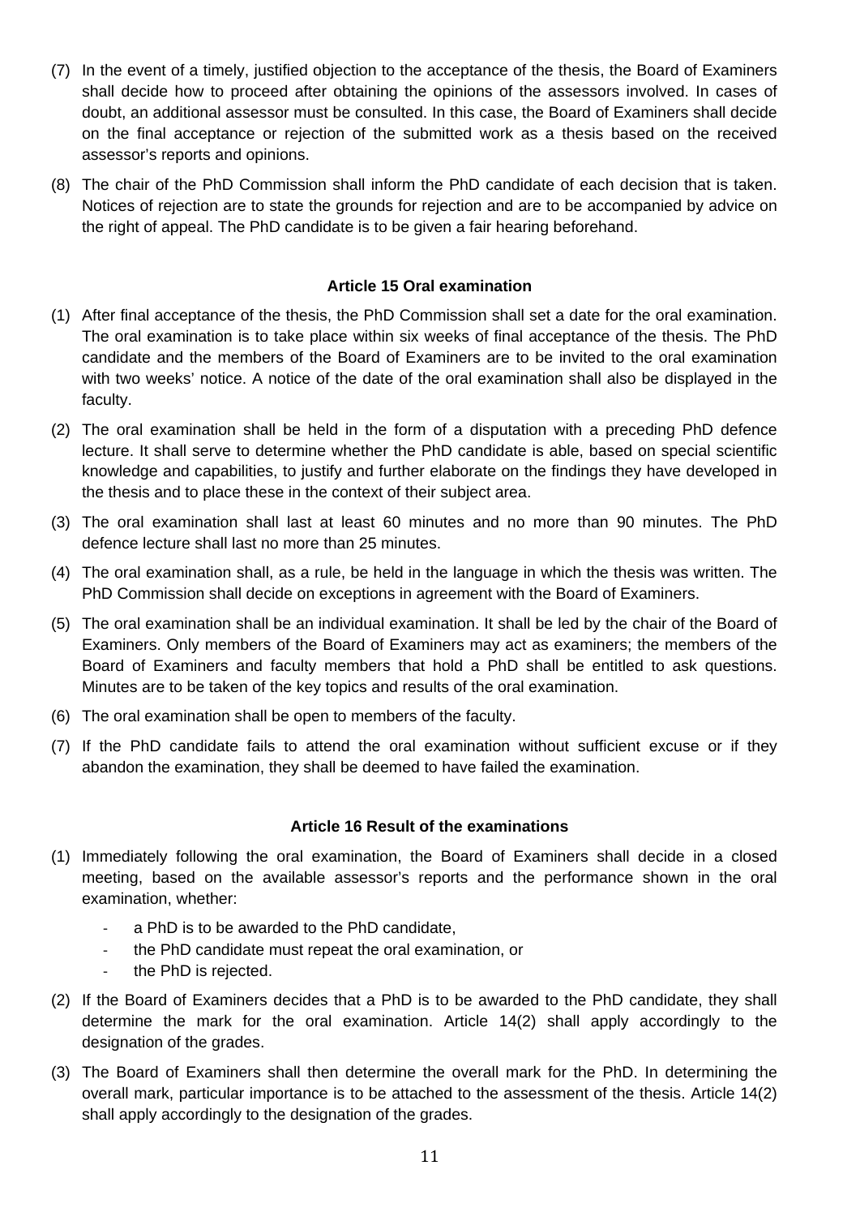(7) In the event of a timely, justified objection to the acceptance of the thesis, the Board of Examiners shall decide how to proceed after obtaining the opinions of the assessors involved. In cases of doubt, an additional assessor must be consulted. In this case, the Board of Examiners shall decide on the final acceptance or rejection of the submitted work as a thesis based on the received assessor's reports and opinions.

(8) The chair of the PhD Commission shall inform the PhD candidate of each decision that is taken. Notices of rejection are to state the grounds for rejection and are to be accompanied by advice on the right of appeal. The PhD candidate is to be given a fair hearing beforehand.

### Article 15 Oral examination

(1) After final acceptance of the thesis, the PhD Commission shall set a date for the oral examination. The oral examination is to take place within six weeks of final acceptance of the thesis. The PhD candidate and the members of the Board of Examiners are to be invited to the oral examination with two weeks' notice. A notice of the date of the oral examination shall also be displayed in the faculty.

(2) The oral examination shall be held in the form of a disputation with a preceding PhD defence lecture. It shall serve to determine whether the PhD candidate is able, based on special scientific knowledge and capabilities, to justify and further elaborate on the findings they have developed in the thesis and to place these in the context of their subject area.

(3) The oral examination shall last at least 60 minutes and no more than 90 minutes. The PhD defence lecture shall last no more than 25 minutes.

(4) The oral examination shall, as a rule, be held in the language in which the thesis was written. The PhD Commission shall decide on exceptions in agreement with the Board of Examiners.

(5) The oral examination shall be an individual examination. It shall be led by the chair of the Board of Examiners. Only members of the Board of Examiners may act as examiners; the members of the Board of Examiners and faculty members that hold a PhD shall be entitled to ask questions. Minutes are to be taken of the key topics and results of the oral examination.

(6) The oral examination shall be open to members of the faculty.

(7) If the PhD candidate fails to attend the oral examination without sufficient excuse or if they abandon the examination, they shall be deemed to have failed the examination.

### Article 16 Result of the examinations

(1) Immediately following the oral examination, the Board of Examiners shall decide in a closed meeting, based on the available assessor's reports and the performance shown in the oral examination, whether:

- a PhD is to be awarded to the PhD candidate,
- the PhD candidate must repeat the oral examination, or
- the PhD is rejected.

(2) If the Board of Examiners decides that a PhD is to be awarded to the PhD candidate, they shall determine the mark for the oral examination. Article 14(2) shall apply accordingly to the designation of the grades.

(3) The Board of Examiners shall then determine the overall mark for the PhD. In determining the overall mark, particular importance is to be attached to the assessment of the thesis. Article 14(2) shall apply accordingly to the designation of the grades.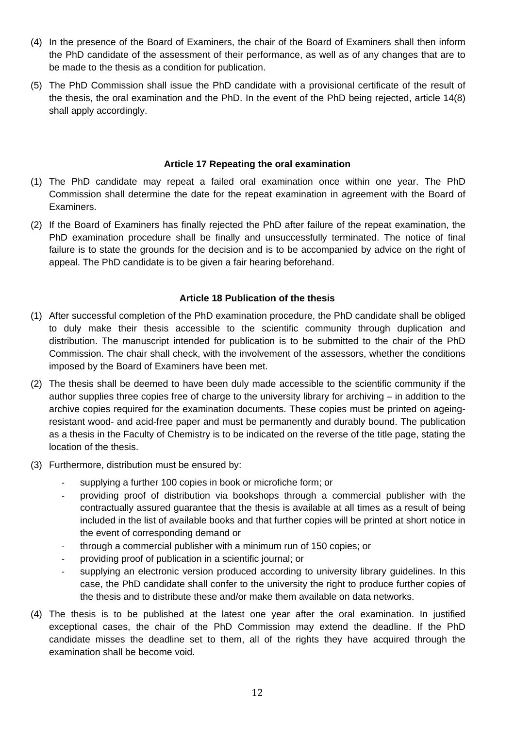(4) In the presence of the Board of Examiners, the chair of the Board of Examiners shall then inform the PhD candidate of the assessment of their performance, as well as of any changes that are to be made to the thesis as a condition for publication.

(5) The PhD Commission shall issue the PhD candidate with a provisional certificate of the result of the thesis, the oral examination and the PhD. In the event of the PhD being rejected, article 14(8) shall apply accordingly.

### Article 17 Repeating the oral examination

(1) The PhD candidate may repeat a failed oral examination once within one year. The PhD Commission shall determine the date for the repeat examination in agreement with the Board of Examiners.

(2) If the Board of Examiners has finally rejected the PhD after failure of the repeat examination, the PhD examination procedure shall be finally and unsuccessfully terminated. The notice of final failure is to state the grounds for the decision and is to be accompanied by advice on the right of appeal. The PhD candidate is to be given a fair hearing beforehand.

### Article 18 Publication of the thesis

(1) After successful completion of the PhD examination procedure, the PhD candidate shall be obliged to duly make their thesis accessible to the scientific community through duplication and distribution. The manuscript intended for publication is to be submitted to the chair of the PhD Commission. The chair shall check, with the involvement of the assessors, whether the conditions imposed by the Board of Examiners have been met.

(2) The thesis shall be deemed to have been duly made accessible to the scientific community if the author supplies three copies free of charge to the university library for archiving – in addition to the archive copies required for the examination documents. These copies must be printed on ageing-resistant wood- and acid-free paper and must be permanently and durably bound. The publication as a thesis in the Faculty of Chemistry is to be indicated on the reverse of the title page, stating the location of the thesis.

(3) Furthermore, distribution must be ensured by:
   - supplying a further 100 copies in book or microfiche form; or
   - providing proof of distribution via bookshops through a commercial publisher with the contractually assured guarantee that the thesis is available at all times as a result of being included in the list of available books and that further copies will be printed at short notice in the event of corresponding demand or
   - through a commercial publisher with a minimum run of 150 copies; or
   - providing proof of publication in a scientific journal; or
   - supplying an electronic version produced according to university library guidelines. In this case, the PhD candidate shall confer to the university the right to produce further copies of the thesis and to distribute these and/or make them available on data networks.

(4) The thesis is to be published at the latest one year after the oral examination. In justified exceptional cases, the chair of the PhD Commission may extend the deadline. If the PhD candidate misses the deadline set to them, all of the rights they have acquired through the examination shall be become void.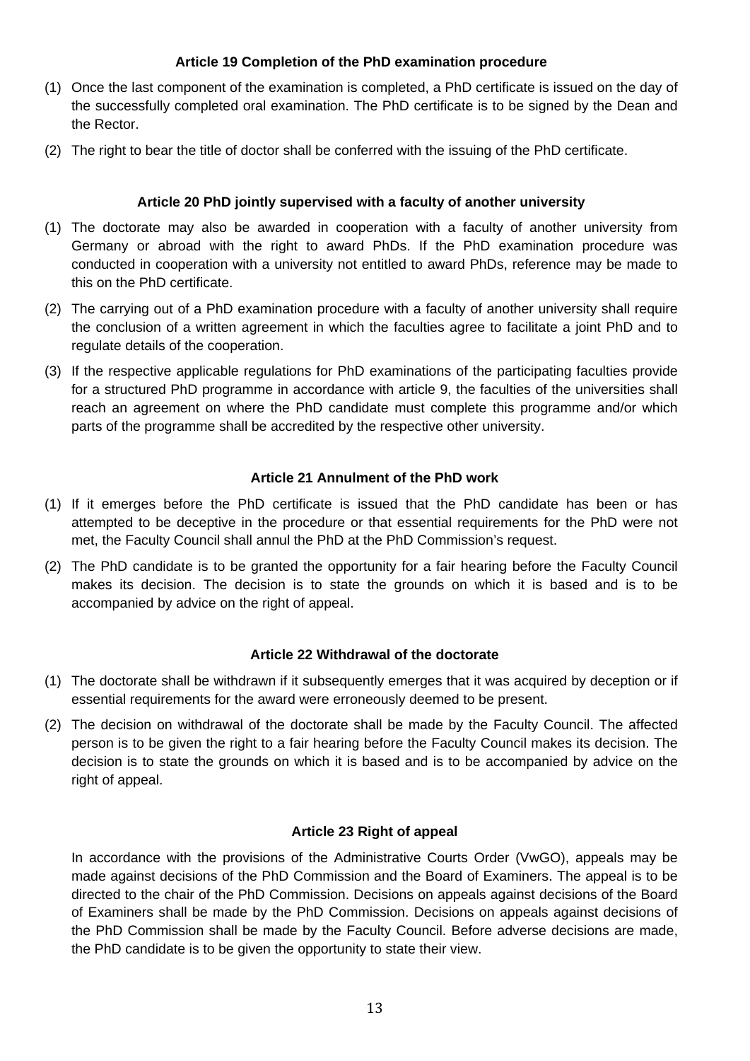### Article 19 Completion of the PhD examination procedure

(1) Once the last component of the examination is completed, a PhD certificate is issued on the day of the successfully completed oral examination. The PhD certificate is to be signed by the Dean and the Rector.

(2) The right to bear the title of doctor shall be conferred with the issuing of the PhD certificate.

### Article 20 PhD jointly supervised with a faculty of another university

(1) The doctorate may also be awarded in cooperation with a faculty of another university from Germany or abroad with the right to award PhDs. If the PhD examination procedure was conducted in cooperation with a university not entitled to award PhDs, reference may be made to this on the PhD certificate.

(2) The carrying out of a PhD examination procedure with a faculty of another university shall require the conclusion of a written agreement in which the faculties agree to facilitate a joint PhD and to regulate details of the cooperation.

(3) If the respective applicable regulations for PhD examinations of the participating faculties provide for a structured PhD programme in accordance with article 9, the faculties of the universities shall reach an agreement on where the PhD candidate must complete this programme and/or which parts of the programme shall be accredited by the respective other university.

### Article 21 Annulment of the PhD work

(1) If it emerges before the PhD certificate is issued that the PhD candidate has been or has attempted to be deceptive in the procedure or that essential requirements for the PhD were not met, the Faculty Council shall annul the PhD at the PhD Commission's request.

(2) The PhD candidate is to be granted the opportunity for a fair hearing before the Faculty Council makes its decision. The decision is to state the grounds on which it is based and is to be accompanied by advice on the right of appeal.

### Article 22 Withdrawal of the doctorate

(1) The doctorate shall be withdrawn if it subsequently emerges that it was acquired by deception or if essential requirements for the award were erroneously deemed to be present.

(2) The decision on withdrawal of the doctorate shall be made by the Faculty Council. The affected person is to be given the right to a fair hearing before the Faculty Council makes its decision. The decision is to state the grounds on which it is based and is to be accompanied by advice on the right of appeal.

### Article 23 Right of appeal

In accordance with the provisions of the Administrative Courts Order (VwGO), appeals may be made against decisions of the PhD Commission and the Board of Examiners. The appeal is to be directed to the chair of the PhD Commission. Decisions on appeals against decisions of the Board of Examiners shall be made by the PhD Commission. Decisions on appeals against decisions of the PhD Commission shall be made by the Faculty Council. Before adverse decisions are made, the PhD candidate is to be given the opportunity to state their view.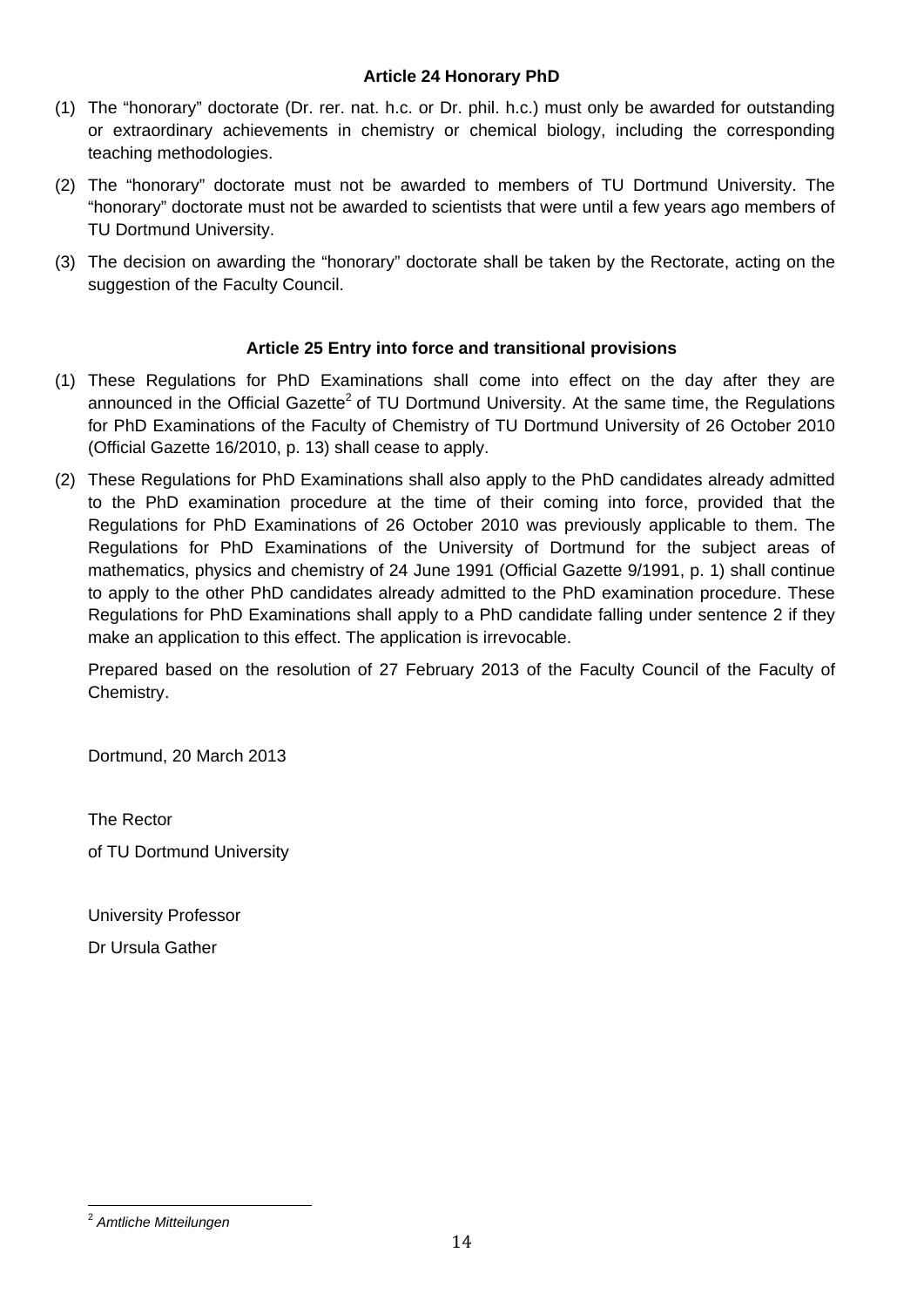### Article 24 Honorary PhD

(1) The "honorary" doctorate (Dr. rer. nat. h.c. or Dr. phil. h.c.) must only be awarded for outstanding or extraordinary achievements in chemistry or chemical biology, including the corresponding teaching methodologies.

(2) The "honorary" doctorate must not be awarded to members of TU Dortmund University. The "honorary" doctorate must not be awarded to scientists that were until a few years ago members of TU Dortmund University.

(3) The decision on awarding the "honorary" doctorate shall be taken by the Rectorate, acting on the suggestion of the Faculty Council.

### Article 25 Entry into force and transitional provisions

(1) These Regulations for PhD Examinations shall come into effect on the day after they are announced in the Official Gazette[2] of TU Dortmund University. At the same time, the Regulations for PhD Examinations of the Faculty of Chemistry of TU Dortmund University of 26 October 2010 (Official Gazette 16/2010, p. 13) shall cease to apply.

(2) These Regulations for PhD Examinations shall also apply to the PhD candidates already admitted to the PhD examination procedure at the time of their coming into force, provided that the Regulations for PhD Examinations of 26 October 2010 was previously applicable to them. The Regulations for PhD Examinations of the University of Dortmund for the subject areas of mathematics, physics and chemistry of 24 June 1991 (Official Gazette 9/1991, p. 1) shall continue to apply to the other PhD candidates already admitted to the PhD examination procedure. These Regulations for PhD Examinations shall apply to a PhD candidate falling under sentence 2 if they make an application to this effect. The application is irrevocable.

Prepared based on the resolution of 27 February 2013 of the Faculty Council of the Faculty of Chemistry.

Dortmund, 20 March 2013

The Rector

of TU Dortmund University

University Professor

Dr Ursula Gather

[2] *Amtliche Mitteilungen*